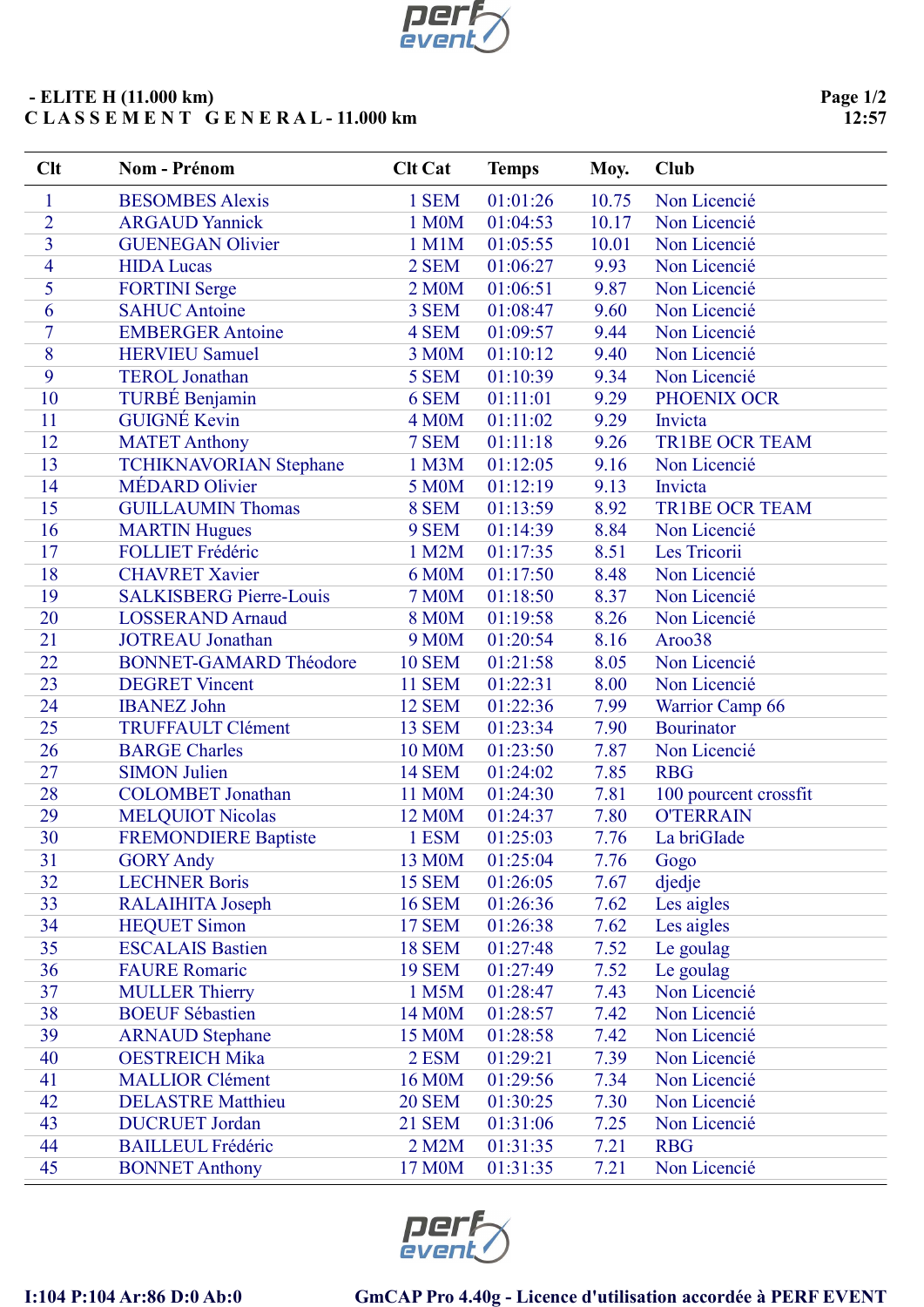## - ELITE H (11.000 km)

## C L A S S E M E N T G E N E R A L - 11.000 km

| Clt | Nom - Prénom | Clt Cat | Temps | Moy. | Club |
|---|---|---|---|---|---|
| 1 | BESOMBES Alexis | 1 SEM | 01:01:26 | 10.75 | Non Licencié |
| 2 | ARGAUD Yannick | 1 M0M | 01:04:53 | 10.17 | Non Licencié |
| 3 | GUENEGAN Olivier | 1 M1M | 01:05:55 | 10.01 | Non Licencié |
| 4 | HIDA Lucas | 2 SEM | 01:06:27 | 9.93 | Non Licencié |
| 5 | FORTINI Serge | 2 M0M | 01:06:51 | 9.87 | Non Licencié |
| 6 | SAHUC Antoine | 3 SEM | 01:08:47 | 9.60 | Non Licencié |
| 7 | EMBERGER Antoine | 4 SEM | 01:09:57 | 9.44 | Non Licencié |
| 8 | HERVIEU Samuel | 3 M0M | 01:10:12 | 9.40 | Non Licencié |
| 9 | TEROL Jonathan | 5 SEM | 01:10:39 | 9.34 | Non Licencié |
| 10 | TURBÉ Benjamin | 6 SEM | 01:11:01 | 9.29 | PHOENIX OCR |
| 11 | GUIGNÉ Kevin | 4 M0M | 01:11:02 | 9.29 | Invicta |
| 12 | MATET Anthony | 7 SEM | 01:11:18 | 9.26 | TR1BE OCR TEAM |
| 13 | TCHIKNAVORIAN Stephane | 1 M3M | 01:12:05 | 9.16 | Non Licencié |
| 14 | MÉDARD Olivier | 5 M0M | 01:12:19 | 9.13 | Invicta |
| 15 | GUILLAUMIN Thomas | 8 SEM | 01:13:59 | 8.92 | TR1BE OCR TEAM |
| 16 | MARTIN Hugues | 9 SEM | 01:14:39 | 8.84 | Non Licencié |
| 17 | FOLLIET Frédéric | 1 M2M | 01:17:35 | 8.51 | Les Tricorii |
| 18 | CHAVRET Xavier | 6 M0M | 01:17:50 | 8.48 | Non Licencié |
| 19 | SALKISBERG Pierre-Louis | 7 M0M | 01:18:50 | 8.37 | Non Licencié |
| 20 | LOSSERAND Arnaud | 8 M0M | 01:19:58 | 8.26 | Non Licencié |
| 21 | JOTREAU Jonathan | 9 M0M | 01:20:54 | 8.16 | Aroo38 |
| 22 | BONNET-GAMARD Théodore | 10 SEM | 01:21:58 | 8.05 | Non Licencié |
| 23 | DEGRET Vincent | 11 SEM | 01:22:31 | 8.00 | Non Licencié |
| 24 | IBANEZ John | 12 SEM | 01:22:36 | 7.99 | Warrior Camp 66 |
| 25 | TRUFFAULT Clément | 13 SEM | 01:23:34 | 7.90 | Bourinator |
| 26 | BARGE Charles | 10 M0M | 01:23:50 | 7.87 | Non Licencié |
| 27 | SIMON Julien | 14 SEM | 01:24:02 | 7.85 | RBG |
| 28 | COLOMBET Jonathan | 11 M0M | 01:24:30 | 7.81 | 100 pourcent crossfit |
| 29 | MELQUIOT Nicolas | 12 M0M | 01:24:37 | 7.80 | O'TERRAIN |
| 30 | FREMONDIERE Baptiste | 1 ESM | 01:25:03 | 7.76 | La briGlade |
| 31 | GORY Andy | 13 M0M | 01:25:04 | 7.76 | Gogo |
| 32 | LECHNER Boris | 15 SEM | 01:26:05 | 7.67 | djedje |
| 33 | RALAIHITA Joseph | 16 SEM | 01:26:36 | 7.62 | Les aigles |
| 34 | HEQUET Simon | 17 SEM | 01:26:38 | 7.62 | Les aigles |
| 35 | ESCALAIS Bastien | 18 SEM | 01:27:48 | 7.52 | Le goulag |
| 36 | FAURE Romaric | 19 SEM | 01:27:49 | 7.52 | Le goulag |
| 37 | MULLER Thierry | 1 M5M | 01:28:47 | 7.43 | Non Licencié |
| 38 | BOEUF Sébastien | 14 M0M | 01:28:57 | 7.42 | Non Licencié |
| 39 | ARNAUD Stephane | 15 M0M | 01:28:58 | 7.42 | Non Licencié |
| 40 | OESTREICH Mika | 2 ESM | 01:29:21 | 7.39 | Non Licencié |
| 41 | MALLIOR Clément | 16 M0M | 01:29:56 | 7.34 | Non Licencié |
| 42 | DELASTRE Matthieu | 20 SEM | 01:30:25 | 7.30 | Non Licencié |
| 43 | DUCRUET Jordan | 21 SEM | 01:31:06 | 7.25 | Non Licencié |
| 44 | BAILLEUL Frédéric | 2 M2M | 01:31:35 | 7.21 | RBG |
| 45 | BONNET Anthony | 17 M0M | 01:31:35 | 7.21 | Non Licencié |

I:104 P:104 Ar:86 D:0 Ab:0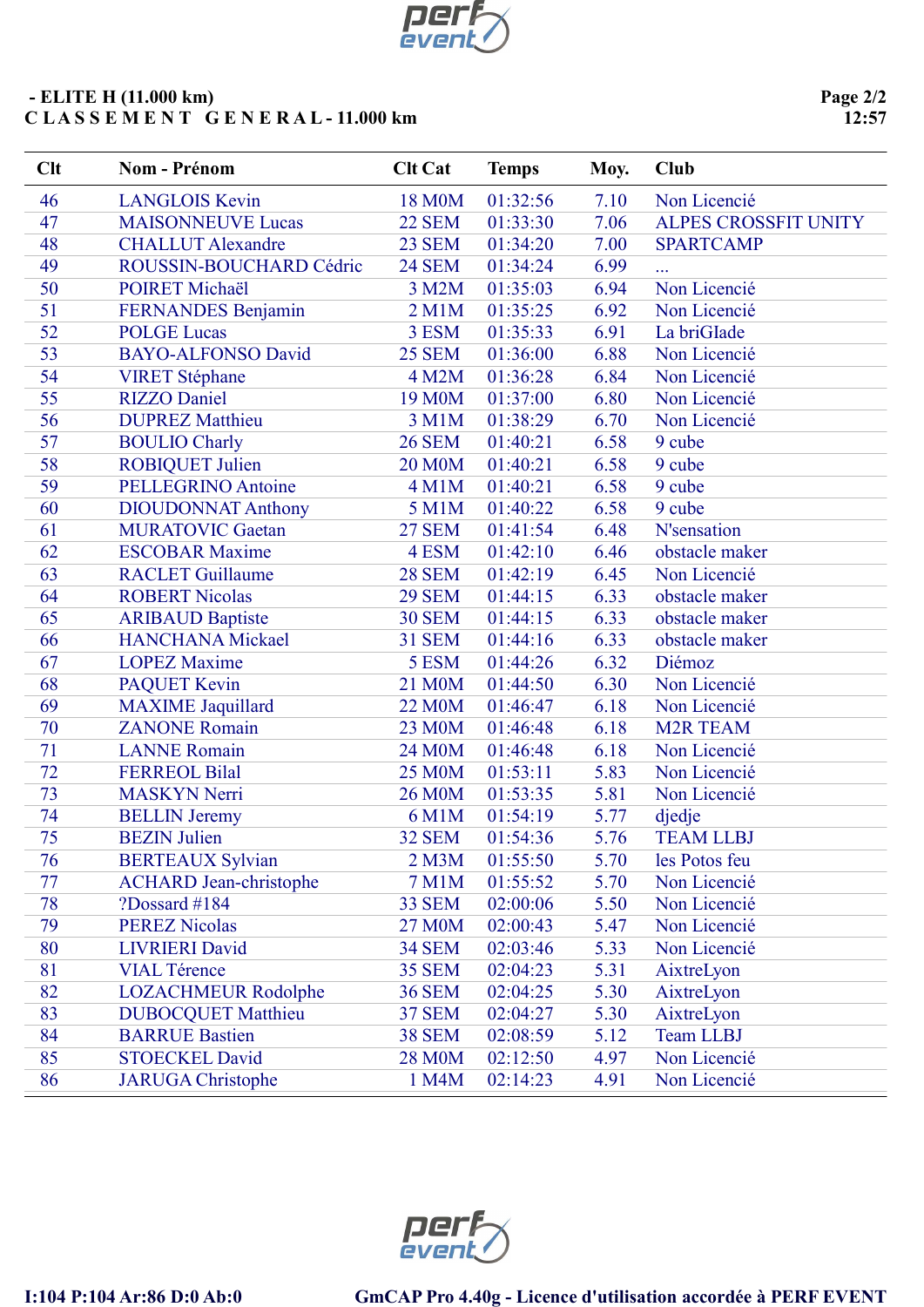**- ELITE H (11.000 km)**

**C L A S S E M E N T   G E N E R A L - 11.000 km**

**12:57**

| Clt | Nom - Prénom | Clt Cat | Temps | Moy. | Club |
|---|---|---|---|---|---|
| 46 | LANGLOIS Kevin | 18 M0M | 01:32:56 | 7.10 | Non Licencié |
| 47 | MAISONNEUVE Lucas | 22 SEM | 01:33:30 | 7.06 | ALPES CROSSFIT UNITY |
| 48 | CHALLUT Alexandre | 23 SEM | 01:34:20 | 7.00 | SPARTCAMP |
| 49 | ROUSSIN-BOUCHARD Cédric | 24 SEM | 01:34:24 | 6.99 | ... |
| 50 | POIRET Michaël | 3 M2M | 01:35:03 | 6.94 | Non Licencié |
| 51 | FERNANDES Benjamin | 2 M1M | 01:35:25 | 6.92 | Non Licencié |
| 52 | POLGE Lucas | 3 ESM | 01:35:33 | 6.91 | La briGlade |
| 53 | BAYO-ALFONSO David | 25 SEM | 01:36:00 | 6.88 | Non Licencié |
| 54 | VIRET Stéphane | 4 M2M | 01:36:28 | 6.84 | Non Licencié |
| 55 | RIZZO Daniel | 19 M0M | 01:37:00 | 6.80 | Non Licencié |
| 56 | DUPREZ Matthieu | 3 M1M | 01:38:29 | 6.70 | Non Licencié |
| 57 | BOULIO Charly | 26 SEM | 01:40:21 | 6.58 | 9 cube |
| 58 | ROBIQUET Julien | 20 M0M | 01:40:21 | 6.58 | 9 cube |
| 59 | PELLEGRINO Antoine | 4 M1M | 01:40:21 | 6.58 | 9 cube |
| 60 | DIOUDONNAT Anthony | 5 M1M | 01:40:22 | 6.58 | 9 cube |
| 61 | MURATOVIC Gaetan | 27 SEM | 01:41:54 | 6.48 | N'sensation |
| 62 | ESCOBAR Maxime | 4 ESM | 01:42:10 | 6.46 | obstacle maker |
| 63 | RACLET Guillaume | 28 SEM | 01:42:19 | 6.45 | Non Licencié |
| 64 | ROBERT Nicolas | 29 SEM | 01:44:15 | 6.33 | obstacle maker |
| 65 | ARIBAUD Baptiste | 30 SEM | 01:44:15 | 6.33 | obstacle maker |
| 66 | HANCHANA Mickael | 31 SEM | 01:44:16 | 6.33 | obstacle maker |
| 67 | LOPEZ Maxime | 5 ESM | 01:44:26 | 6.32 | Diémoz |
| 68 | PAQUET Kevin | 21 M0M | 01:44:50 | 6.30 | Non Licencié |
| 69 | MAXIME Jaquillard | 22 M0M | 01:46:47 | 6.18 | Non Licencié |
| 70 | ZANONE Romain | 23 M0M | 01:46:48 | 6.18 | M2R TEAM |
| 71 | LANNE Romain | 24 M0M | 01:46:48 | 6.18 | Non Licencié |
| 72 | FERREOL Bilal | 25 M0M | 01:53:11 | 5.83 | Non Licencié |
| 73 | MASKYN Nerri | 26 M0M | 01:53:35 | 5.81 | Non Licencié |
| 74 | BELLIN Jeremy | 6 M1M | 01:54:19 | 5.77 | djedje |
| 75 | BEZIN Julien | 32 SEM | 01:54:36 | 5.76 | TEAM LLBJ |
| 76 | BERTEAUX Sylvian | 2 M3M | 01:55:50 | 5.70 | les Potos feu |
| 77 | ACHARD Jean-christophe | 7 M1M | 01:55:52 | 5.70 | Non Licencié |
| 78 | ?Dossard #184 | 33 SEM | 02:00:06 | 5.50 | Non Licencié |
| 79 | PEREZ Nicolas | 27 M0M | 02:00:43 | 5.47 | Non Licencié |
| 80 | LIVRIERI David | 34 SEM | 02:03:46 | 5.33 | Non Licencié |
| 81 | VIAL Térence | 35 SEM | 02:04:23 | 5.31 | AixtreLyon |
| 82 | LOZACHMEUR Rodolphe | 36 SEM | 02:04:25 | 5.30 | AixtreLyon |
| 83 | DUBOCQUET Matthieu | 37 SEM | 02:04:27 | 5.30 | AixtreLyon |
| 84 | BARRUE Bastien | 38 SEM | 02:08:59 | 5.12 | Team LLBJ |
| 85 | STOECKEL David | 28 M0M | 02:12:50 | 4.97 | Non Licencié |
| 86 | JARUGA Christophe | 1 M4M | 02:14:23 | 4.91 | Non Licencié |

**I:104 P:104 Ar:86 D:0 Ab:0**

**GmCAP Pro 4.40g - Licence d'utilisation accordée à PERF EVENT**